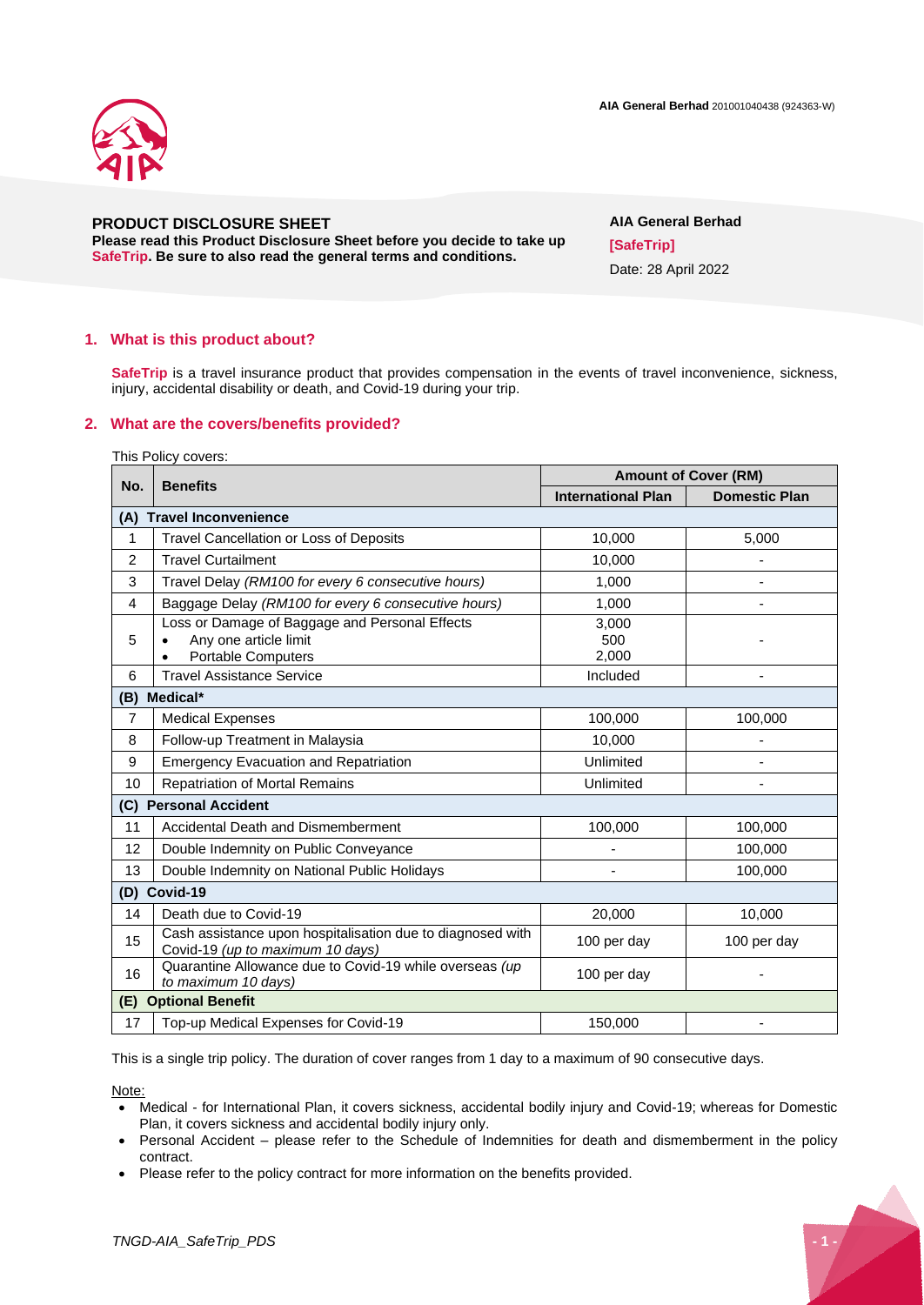AIA General Berhad 201001040438 (924363-W)

**PRODUCT DISCLOSURE SHEET**
**Please read this Product Disclosure Sheet before you decide to take up SafeTrip. Be sure to also read the general terms and conditions.**

**AIA General Berhad**
**[SafeTrip]**
Date: 28 April 2022

## 1. What is this product about?

**SafeTrip** is a travel insurance product that provides compensation in the events of travel inconvenience, sickness, injury, accidental disability or death, and Covid-19 during your trip.

## 2. What are the covers/benefits provided?

This Policy covers:

| No. | Benefits | Amount of Cover (RM) | |
|---|---|---|---|
| | | **International Plan** | **Domestic Plan** |
| **(A)** | **Travel Inconvenience** | | |
| 1 | Travel Cancellation or Loss of Deposits | 10,000 | 5,000 |
| 2 | Travel Curtailment | 10,000 | - |
| 3 | Travel Delay *(RM100 for every 6 consecutive hours)* | 1,000 | - |
| 4 | Baggage Delay *(RM100 for every 6 consecutive hours)* | 1,000 | - |
| 5 | Loss or Damage of Baggage and Personal Effects<br>• Any one article limit<br>• Portable Computers | 3,000<br>500<br>2,000 | - |
| 6 | Travel Assistance Service | Included | - |
| **(B)** | **Medical*** | | |
| 7 | Medical Expenses | 100,000 | 100,000 |
| 8 | Follow-up Treatment in Malaysia | 10,000 | - |
| 9 | Emergency Evacuation and Repatriation | Unlimited | - |
| 10 | Repatriation of Mortal Remains | Unlimited | - |
| **(C)** | **Personal Accident** | | |
| 11 | Accidental Death and Dismemberment | 100,000 | 100,000 |
| 12 | Double Indemnity on Public Conveyance | - | 100,000 |
| 13 | Double Indemnity on National Public Holidays | - | 100,000 |
| **(D)** | **Covid-19** | | |
| 14 | Death due to Covid-19 | 20,000 | 10,000 |
| 15 | Cash assistance upon hospitalisation due to diagnosed with Covid-19 *(up to maximum 10 days)* | 100 per day | 100 per day |
| 16 | Quarantine Allowance due to Covid-19 while overseas *(up to maximum 10 days)* | 100 per day | - |
| **(E)** | **Optional Benefit** | | |
| 17 | Top-up Medical Expenses for Covid-19 | 150,000 | - |

This is a single trip policy. The duration of cover ranges from 1 day to a maximum of 90 consecutive days.

Note:

- Medical - for International Plan, it covers sickness, accidental bodily injury and Covid-19; whereas for Domestic Plan, it covers sickness and accidental bodily injury only.
- Personal Accident – please refer to the Schedule of Indemnities for death and dismemberment in the policy contract.
- Please refer to the policy contract for more information on the benefits provided.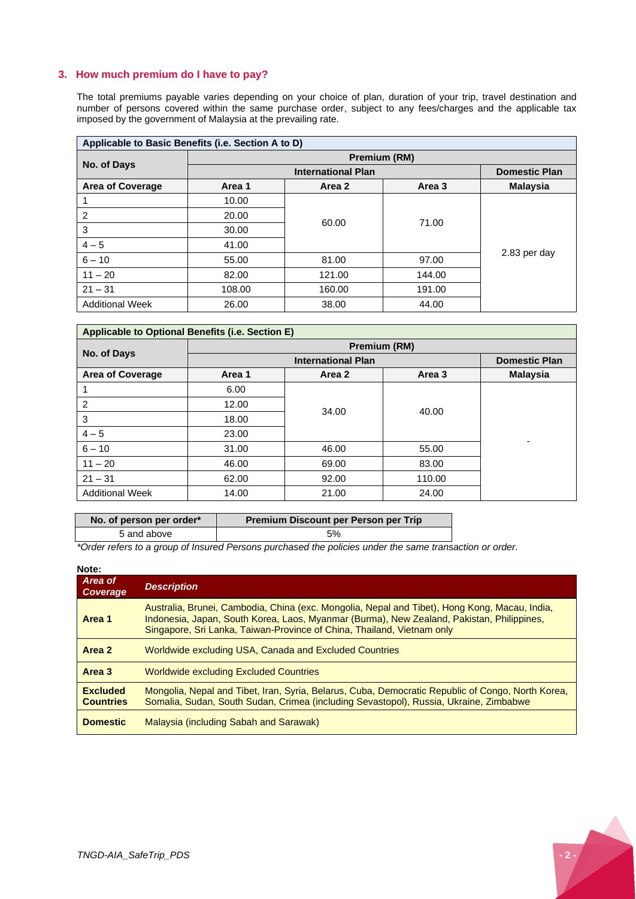### 3. How much premium do I have to pay?

The total premiums payable varies depending on your choice of plan, duration of your trip, travel destination and number of persons covered within the same purchase order, subject to any fees/charges and the applicable tax imposed by the government of Malaysia at the prevailing rate.

| Applicable to Basic Benefits (i.e. Section A to D) | | | | |
|---|---|---|---|---|
| **No. of Days** | **Premium (RM)** | | | |
| | **International Plan** | | | **Domestic Plan** |
| **Area of Coverage** | **Area 1** | **Area 2** | **Area 3** | **Malaysia** |
| 1 | 10.00 | 60.00 | 71.00 | 2.83 per day |
| 2 | 20.00 | | | |
| 3 | 30.00 | | | |
| 4 – 5 | 41.00 | | | |
| 6 – 10 | 55.00 | 81.00 | 97.00 | |
| 11 – 20 | 82.00 | 121.00 | 144.00 | |
| 21 – 31 | 108.00 | 160.00 | 191.00 | |
| Additional Week | 26.00 | 38.00 | 44.00 | |

| Applicable to Optional Benefits (i.e. Section E) | | | | |
|---|---|---|---|---|
| **No. of Days** | **Premium (RM)** | | | |
| | **International Plan** | | | **Domestic Plan** |
| **Area of Coverage** | **Area 1** | **Area 2** | **Area 3** | **Malaysia** |
| 1 | 6.00 | 34.00 | 40.00 | - |
| 2 | 12.00 | | | |
| 3 | 18.00 | | | |
| 4 – 5 | 23.00 | | | |
| 6 – 10 | 31.00 | 46.00 | 55.00 | |
| 11 – 20 | 46.00 | 69.00 | 83.00 | |
| 21 – 31 | 62.00 | 92.00 | 110.00 | |
| Additional Week | 14.00 | 21.00 | 24.00 | |

| No. of person per order* | Premium Discount per Person per Trip |
|---|---|
| 5 and above | 5% |

*\*Order refers to a group of Insured Persons purchased the policies under the same transaction or order.*

**Note:**

| Area of Coverage | Description |
|---|---|
| **Area 1** | Australia, Brunei, Cambodia, China (exc. Mongolia, Nepal and Tibet), Hong Kong, Macau, India, Indonesia, Japan, South Korea, Laos, Myanmar (Burma), New Zealand, Pakistan, Philippines, Singapore, Sri Lanka, Taiwan-Province of China, Thailand, Vietnam only |
| **Area 2** | Worldwide excluding USA, Canada and Excluded Countries |
| **Area 3** | Worldwide excluding Excluded Countries |
| **Excluded Countries** | Mongolia, Nepal and Tibet, Iran, Syria, Belarus, Cuba, Democratic Republic of Congo, North Korea, Somalia, Sudan, South Sudan, Crimea (including Sevastopol), Russia, Ukraine, Zimbabwe |
| **Domestic** | Malaysia (including Sabah and Sarawak) |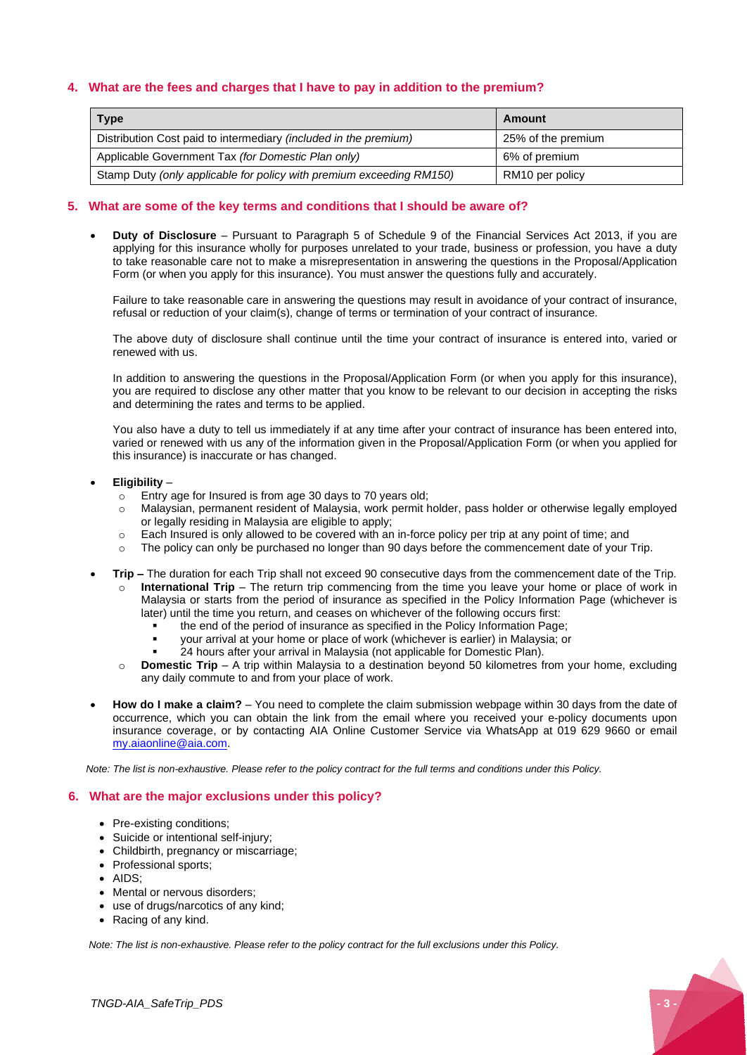## 4. What are the fees and charges that I have to pay in addition to the premium?

| Type | Amount |
| --- | --- |
| Distribution Cost paid to intermediary *(included in the premium)* | 25% of the premium |
| Applicable Government Tax *(for Domestic Plan only)* | 6% of premium |
| Stamp Duty *(only applicable for policy with premium exceeding RM150)* | RM10 per policy |

## 5. What are some of the key terms and conditions that I should be aware of?

- **Duty of Disclosure** – Pursuant to Paragraph 5 of Schedule 9 of the Financial Services Act 2013, if you are applying for this insurance wholly for purposes unrelated to your trade, business or profession, you have a duty to take reasonable care not to make a misrepresentation in answering the questions in the Proposal/Application Form (or when you apply for this insurance). You must answer the questions fully and accurately.

  Failure to take reasonable care in answering the questions may result in avoidance of your contract of insurance, refusal or reduction of your claim(s), change of terms or termination of your contract of insurance.

  The above duty of disclosure shall continue until the time your contract of insurance is entered into, varied or renewed with us.

  In addition to answering the questions in the Proposal/Application Form (or when you apply for this insurance), you are required to disclose any other matter that you know to be relevant to our decision in accepting the risks and determining the rates and terms to be applied.

  You also have a duty to tell us immediately if at any time after your contract of insurance has been entered into, varied or renewed with us any of the information given in the Proposal/Application Form (or when you applied for this insurance) is inaccurate or has changed.

- **Eligibility** –
  - Entry age for Insured is from age 30 days to 70 years old;
  - Malaysian, permanent resident of Malaysia, work permit holder, pass holder or otherwise legally employed or legally residing in Malaysia are eligible to apply;
  - Each Insured is only allowed to be covered with an in-force policy per trip at any point of time; and
  - The policy can only be purchased no longer than 90 days before the commencement date of your Trip.

- **Trip –** The duration for each Trip shall not exceed 90 consecutive days from the commencement date of the Trip.
  - **International Trip** – The return trip commencing from the time you leave your home or place of work in Malaysia or starts from the period of insurance as specified in the Policy Information Page (whichever is later) until the time you return, and ceases on whichever of the following occurs first:
    - the end of the period of insurance as specified in the Policy Information Page;
    - your arrival at your home or place of work (whichever is earlier) in Malaysia; or
    - 24 hours after your arrival in Malaysia (not applicable for Domestic Plan).
  - **Domestic Trip** – A trip within Malaysia to a destination beyond 50 kilometres from your home, excluding any daily commute to and from your place of work.

- **How do I make a claim?** – You need to complete the claim submission webpage within 30 days from the date of occurrence, which you can obtain the link from the email where you received your e-policy documents upon insurance coverage, or by contacting AIA Online Customer Service via WhatsApp at 019 629 9660 or email my.aiaonline@aia.com.

*Note: The list is non-exhaustive. Please refer to the policy contract for the full terms and conditions under this Policy.*

## 6. What are the major exclusions under this policy?

- Pre-existing conditions;
- Suicide or intentional self-injury;
- Childbirth, pregnancy or miscarriage;
- Professional sports;
- AIDS;
- Mental or nervous disorders;
- use of drugs/narcotics of any kind;
- Racing of any kind.

*Note: The list is non-exhaustive. Please refer to the policy contract for the full exclusions under this Policy.*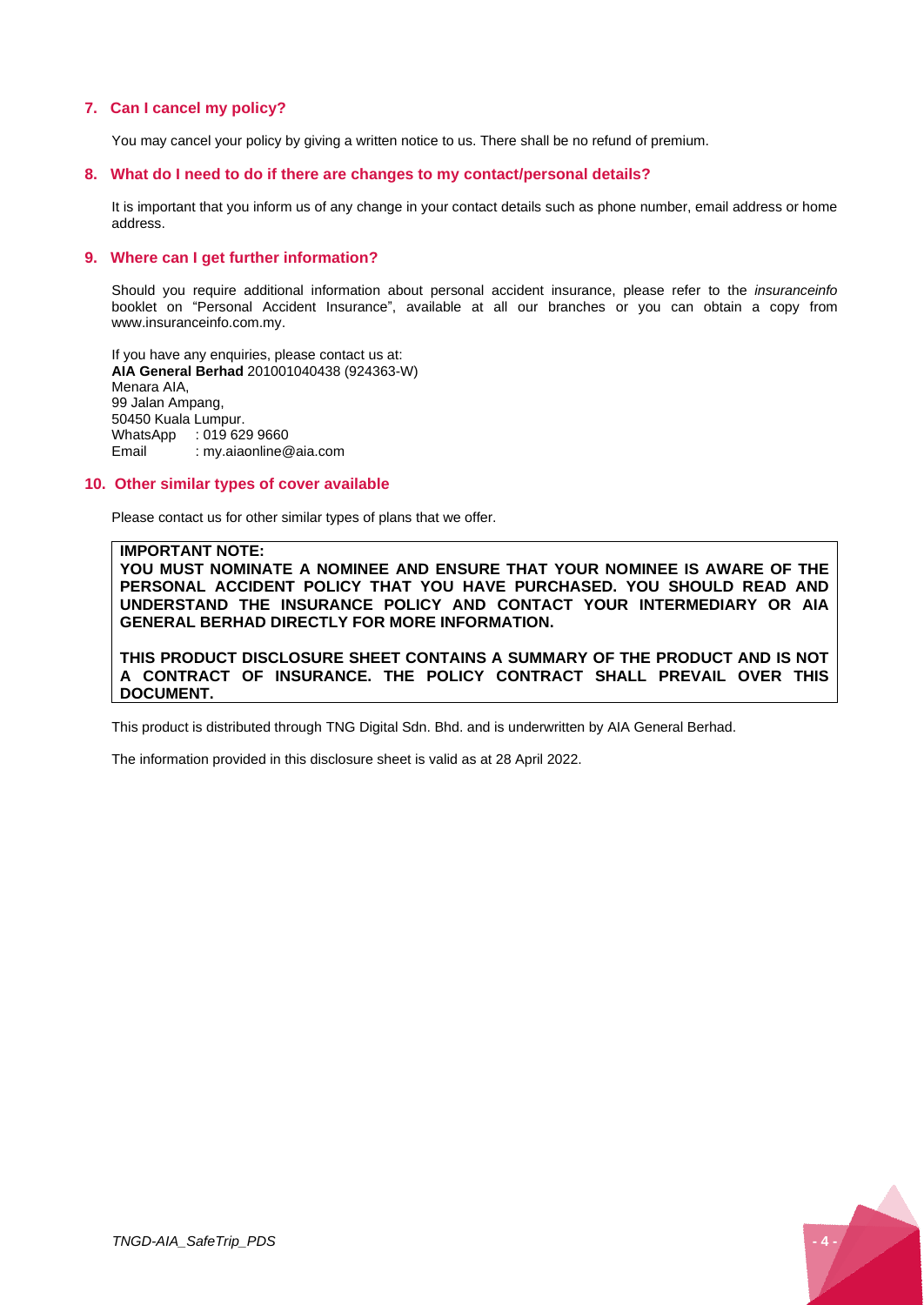## 7. Can I cancel my policy?

You may cancel your policy by giving a written notice to us. There shall be no refund of premium.

## 8. What do I need to do if there are changes to my contact/personal details?

It is important that you inform us of any change in your contact details such as phone number, email address or home address.

## 9. Where can I get further information?

Should you require additional information about personal accident insurance, please refer to the *insuranceinfo* booklet on "Personal Accident Insurance", available at all our branches or you can obtain a copy from www.insuranceinfo.com.my.

If you have any enquiries, please contact us at:
**AIA General Berhad** 201001040438 (924363-W)
Menara AIA,
99 Jalan Ampang,
50450 Kuala Lumpur.
WhatsApp : 019 629 9660
Email : my.aiaonline@aia.com

## 10. Other similar types of cover available

Please contact us for other similar types of plans that we offer.

**IMPORTANT NOTE:**
**YOU MUST NOMINATE A NOMINEE AND ENSURE THAT YOUR NOMINEE IS AWARE OF THE PERSONAL ACCIDENT POLICY THAT YOU HAVE PURCHASED. YOU SHOULD READ AND UNDERSTAND THE INSURANCE POLICY AND CONTACT YOUR INTERMEDIARY OR AIA GENERAL BERHAD DIRECTLY FOR MORE INFORMATION.**

**THIS PRODUCT DISCLOSURE SHEET CONTAINS A SUMMARY OF THE PRODUCT AND IS NOT A CONTRACT OF INSURANCE. THE POLICY CONTRACT SHALL PREVAIL OVER THIS DOCUMENT.**

This product is distributed through TNG Digital Sdn. Bhd. and is underwritten by AIA General Berhad.

The information provided in this disclosure sheet is valid as at 28 April 2022.